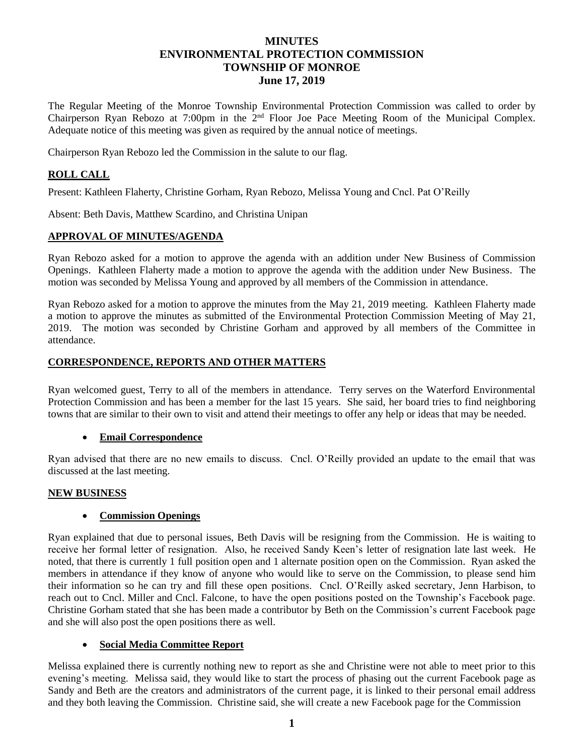# MINUTES
# ENVIRONMENTAL PROTECTION COMMISSION
# TOWNSHIP OF MONROE
# June 17, 2019

The Regular Meeting of the Monroe Township Environmental Protection Commission was called to order by Chairperson Ryan Rebozo at 7:00pm in the 2nd Floor Joe Pace Meeting Room of the Municipal Complex. Adequate notice of this meeting was given as required by the annual notice of meetings.

Chairperson Ryan Rebozo led the Commission in the salute to our flag.

## ROLL CALL

Present: Kathleen Flaherty, Christine Gorham, Ryan Rebozo, Melissa Young and Cncl. Pat O'Reilly

Absent: Beth Davis, Matthew Scardino, and Christina Unipan

## APPROVAL OF MINUTES/AGENDA

Ryan Rebozo asked for a motion to approve the agenda with an addition under New Business of Commission Openings. Kathleen Flaherty made a motion to approve the agenda with the addition under New Business. The motion was seconded by Melissa Young and approved by all members of the Commission in attendance.

Ryan Rebozo asked for a motion to approve the minutes from the May 21, 2019 meeting. Kathleen Flaherty made a motion to approve the minutes as submitted of the Environmental Protection Commission Meeting of May 21, 2019. The motion was seconded by Christine Gorham and approved by all members of the Committee in attendance.

## CORRESPONDENCE, REPORTS AND OTHER MATTERS

Ryan welcomed guest, Terry to all of the members in attendance. Terry serves on the Waterford Environmental Protection Commission and has been a member for the last 15 years. She said, her board tries to find neighboring towns that are similar to their own to visit and attend their meetings to offer any help or ideas that may be needed.

- **Email Correspondence**

Ryan advised that there are no new emails to discuss. Cncl. O'Reilly provided an update to the email that was discussed at the last meeting.

## NEW BUSINESS

- **Commission Openings**

Ryan explained that due to personal issues, Beth Davis will be resigning from the Commission. He is waiting to receive her formal letter of resignation. Also, he received Sandy Keen's letter of resignation late last week. He noted, that there is currently 1 full position open and 1 alternate position open on the Commission. Ryan asked the members in attendance if they know of anyone who would like to serve on the Commission, to please send him their information so he can try and fill these open positions. Cncl. O'Reilly asked secretary, Jenn Harbison, to reach out to Cncl. Miller and Cncl. Falcone, to have the open positions posted on the Township's Facebook page. Christine Gorham stated that she has been made a contributor by Beth on the Commission's current Facebook page and she will also post the open positions there as well.

- **Social Media Committee Report**

Melissa explained there is currently nothing new to report as she and Christine were not able to meet prior to this evening's meeting. Melissa said, they would like to start the process of phasing out the current Facebook page as Sandy and Beth are the creators and administrators of the current page, it is linked to their personal email address and they both leaving the Commission. Christine said, she will create a new Facebook page for the Commission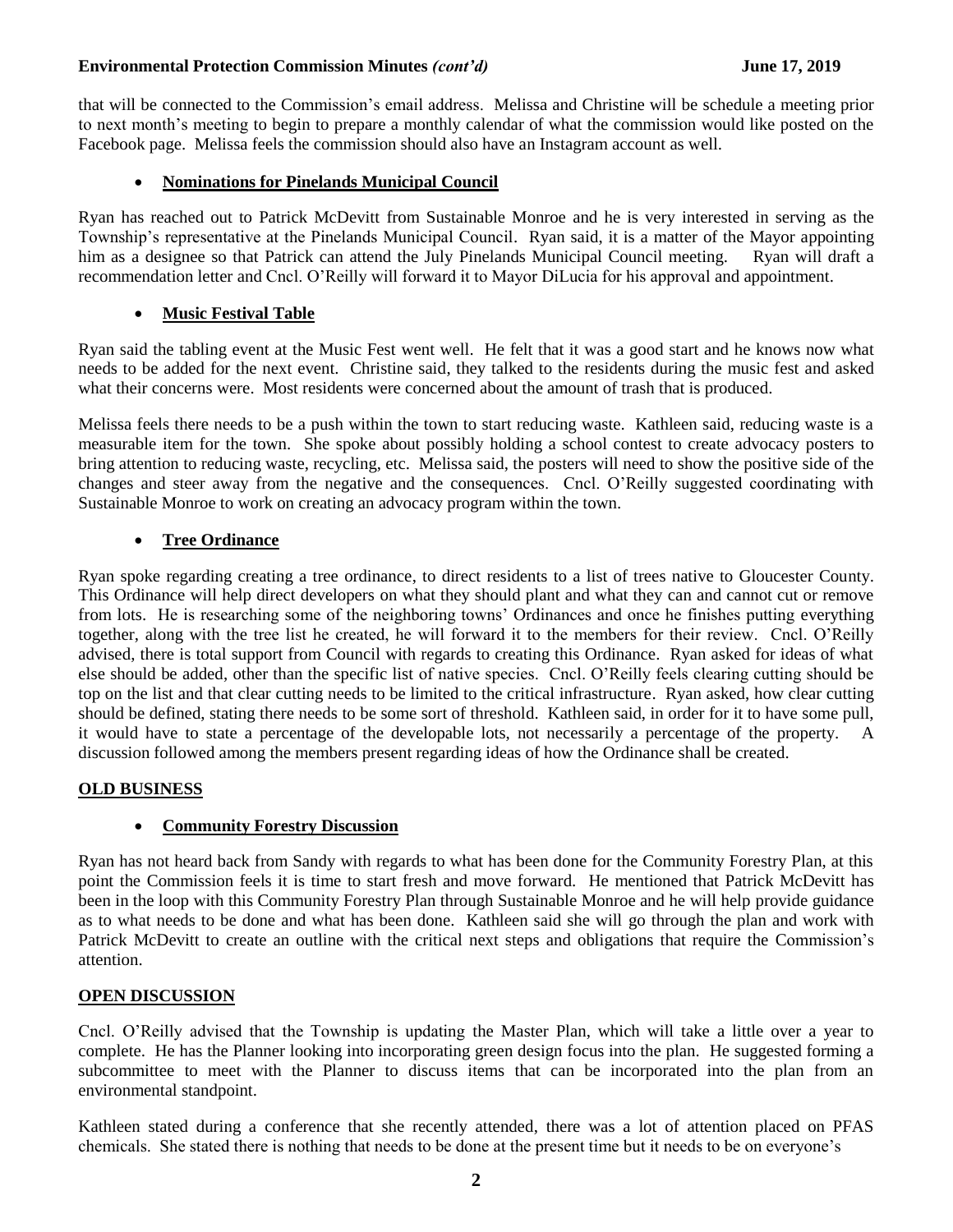that will be connected to the Commission's email address. Melissa and Christine will be schedule a meeting prior to next month's meeting to begin to prepare a monthly calendar of what the commission would like posted on the Facebook page. Melissa feels the commission should also have an Instagram account as well.

- **Nominations for Pinelands Municipal Council**

Ryan has reached out to Patrick McDevitt from Sustainable Monroe and he is very interested in serving as the Township's representative at the Pinelands Municipal Council. Ryan said, it is a matter of the Mayor appointing him as a designee so that Patrick can attend the July Pinelands Municipal Council meeting. Ryan will draft a recommendation letter and Cncl. O'Reilly will forward it to Mayor DiLucia for his approval and appointment.

- **Music Festival Table**

Ryan said the tabling event at the Music Fest went well. He felt that it was a good start and he knows now what needs to be added for the next event. Christine said, they talked to the residents during the music fest and asked what their concerns were. Most residents were concerned about the amount of trash that is produced.

Melissa feels there needs to be a push within the town to start reducing waste. Kathleen said, reducing waste is a measurable item for the town. She spoke about possibly holding a school contest to create advocacy posters to bring attention to reducing waste, recycling, etc. Melissa said, the posters will need to show the positive side of the changes and steer away from the negative and the consequences. Cncl. O'Reilly suggested coordinating with Sustainable Monroe to work on creating an advocacy program within the town.

- **Tree Ordinance**

Ryan spoke regarding creating a tree ordinance, to direct residents to a list of trees native to Gloucester County. This Ordinance will help direct developers on what they should plant and what they can and cannot cut or remove from lots. He is researching some of the neighboring towns' Ordinances and once he finishes putting everything together, along with the tree list he created, he will forward it to the members for their review. Cncl. O'Reilly advised, there is total support from Council with regards to creating this Ordinance. Ryan asked for ideas of what else should be added, other than the specific list of native species. Cncl. O'Reilly feels clearing cutting should be top on the list and that clear cutting needs to be limited to the critical infrastructure. Ryan asked, how clear cutting should be defined, stating there needs to be some sort of threshold. Kathleen said, in order for it to have some pull, it would have to state a percentage of the developable lots, not necessarily a percentage of the property. A discussion followed among the members present regarding ideas of how the Ordinance shall be created.

**OLD BUSINESS**

- **Community Forestry Discussion**

Ryan has not heard back from Sandy with regards to what has been done for the Community Forestry Plan, at this point the Commission feels it is time to start fresh and move forward. He mentioned that Patrick McDevitt has been in the loop with this Community Forestry Plan through Sustainable Monroe and he will help provide guidance as to what needs to be done and what has been done. Kathleen said she will go through the plan and work with Patrick McDevitt to create an outline with the critical next steps and obligations that require the Commission's attention.

**OPEN DISCUSSION**

Cncl. O'Reilly advised that the Township is updating the Master Plan, which will take a little over a year to complete. He has the Planner looking into incorporating green design focus into the plan. He suggested forming a subcommittee to meet with the Planner to discuss items that can be incorporated into the plan from an environmental standpoint.

Kathleen stated during a conference that she recently attended, there was a lot of attention placed on PFAS chemicals. She stated there is nothing that needs to be done at the present time but it needs to be on everyone's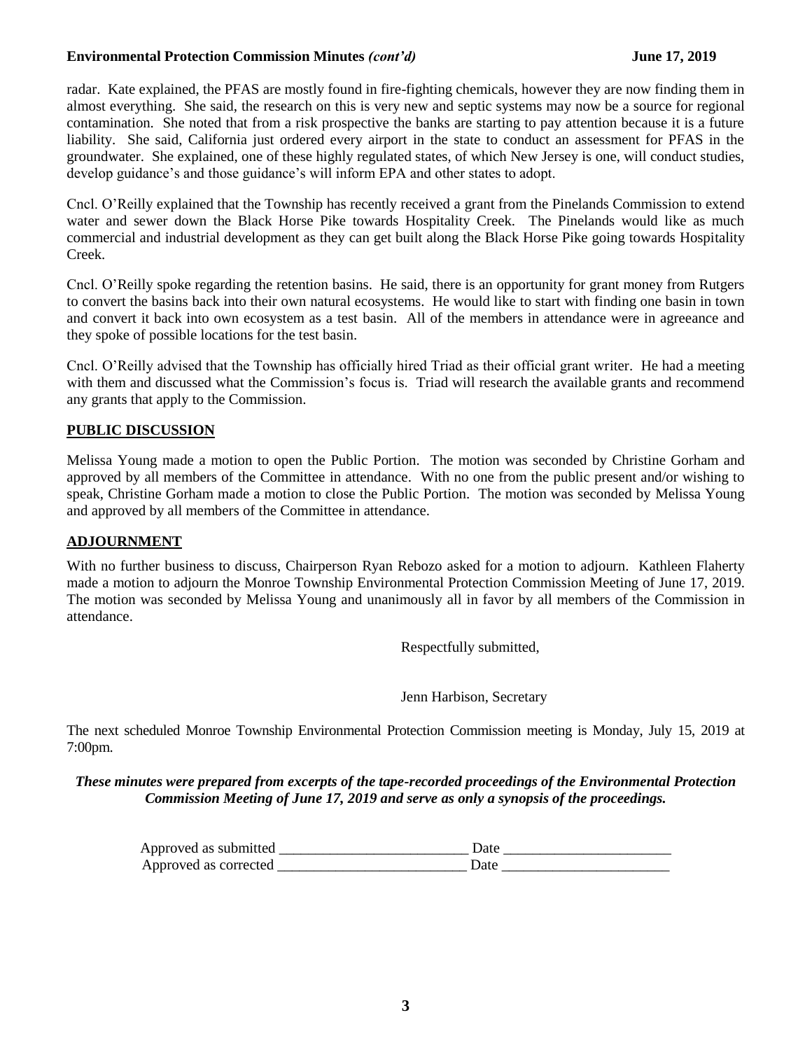radar. Kate explained, the PFAS are mostly found in fire-fighting chemicals, however they are now finding them in almost everything. She said, the research on this is very new and septic systems may now be a source for regional contamination. She noted that from a risk prospective the banks are starting to pay attention because it is a future liability. She said, California just ordered every airport in the state to conduct an assessment for PFAS in the groundwater. She explained, one of these highly regulated states, of which New Jersey is one, will conduct studies, develop guidance's and those guidance's will inform EPA and other states to adopt.

Cncl. O'Reilly explained that the Township has recently received a grant from the Pinelands Commission to extend water and sewer down the Black Horse Pike towards Hospitality Creek. The Pinelands would like as much commercial and industrial development as they can get built along the Black Horse Pike going towards Hospitality Creek.

Cncl. O'Reilly spoke regarding the retention basins. He said, there is an opportunity for grant money from Rutgers to convert the basins back into their own natural ecosystems. He would like to start with finding one basin in town and convert it back into own ecosystem as a test basin. All of the members in attendance were in agreeance and they spoke of possible locations for the test basin.

Cncl. O'Reilly advised that the Township has officially hired Triad as their official grant writer. He had a meeting with them and discussed what the Commission's focus is. Triad will research the available grants and recommend any grants that apply to the Commission.

## PUBLIC DISCUSSION

Melissa Young made a motion to open the Public Portion. The motion was seconded by Christine Gorham and approved by all members of the Committee in attendance. With no one from the public present and/or wishing to speak, Christine Gorham made a motion to close the Public Portion. The motion was seconded by Melissa Young and approved by all members of the Committee in attendance.

## ADJOURNMENT

With no further business to discuss, Chairperson Ryan Rebozo asked for a motion to adjourn. Kathleen Flaherty made a motion to adjourn the Monroe Township Environmental Protection Commission Meeting of June 17, 2019. The motion was seconded by Melissa Young and unanimously all in favor by all members of the Commission in attendance.

Respectfully submitted,

Jenn Harbison, Secretary

The next scheduled Monroe Township Environmental Protection Commission meeting is Monday, July 15, 2019 at 7:00pm.

***These minutes were prepared from excerpts of the tape-recorded proceedings of the Environmental Protection Commission Meeting of June 17, 2019 and serve as only a synopsis of the proceedings.***

Approved as submitted __________________________ Date _______________________

Approved as corrected __________________________ Date _______________________